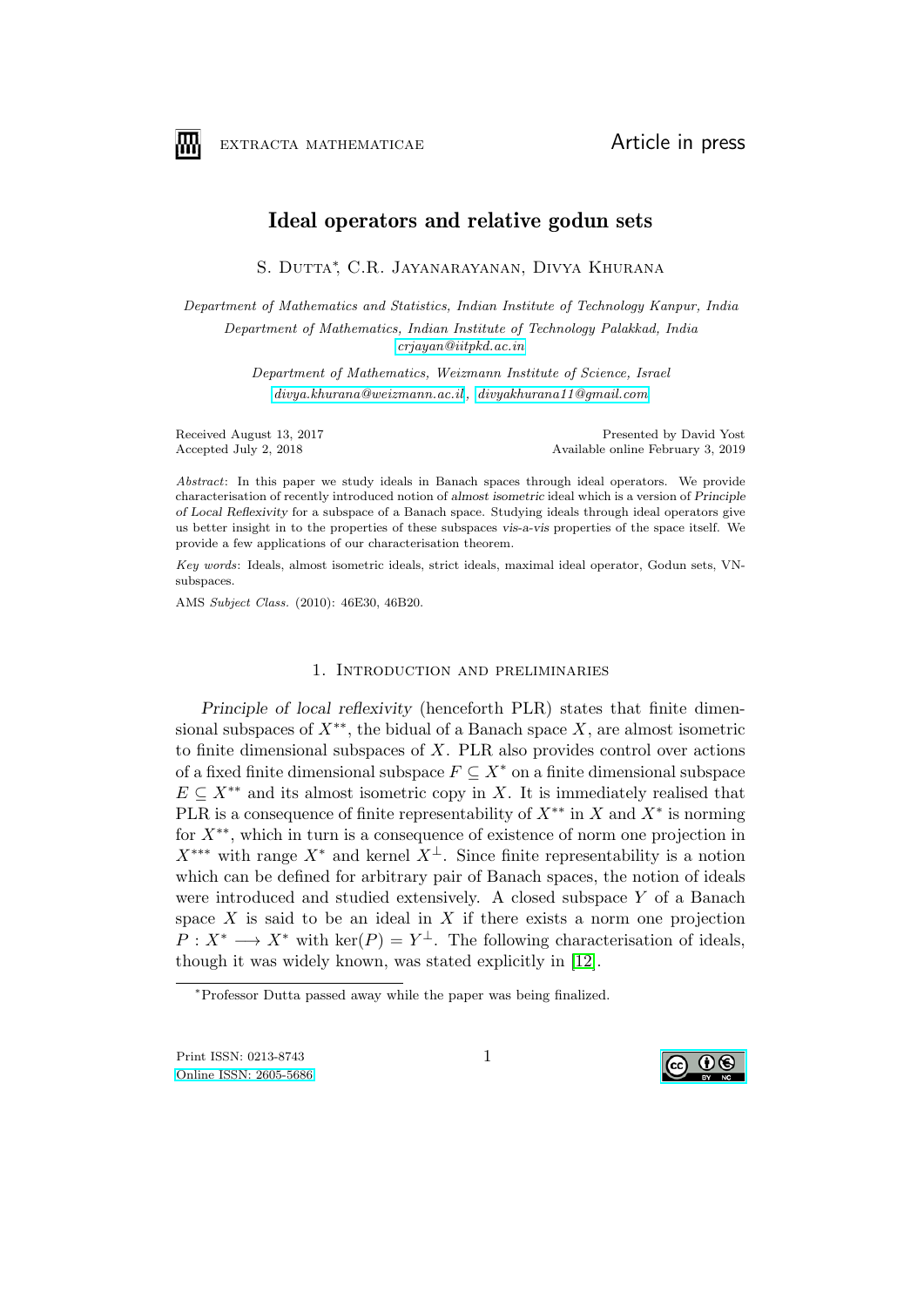# Ideal operators and relative godun sets

S. Dutta*, C.R. Jayanarayanan, Divya Khurana

*Department of Mathematics and Statistics, Indian Institute of Technology Kanpur, India*

*Department of Mathematics, Indian Institute of Technology Palakkad, India*
crjayan@iitpkd.ac.in

*Department of Mathematics, Weizmann Institute of Science, Israel*
divya.khurana@weizmann.ac.il, divyakhurana11@gmail.com

Received August 13, 2017
Accepted July 2, 2018

Presented by David Yost
Available online February 3, 2019

*Abstract*: In this paper we study ideals in Banach spaces through ideal operators. We provide characterisation of recently introduced notion of *almost isometric* ideal which is a version of *Principle of Local Reflexivity* for a subspace of a Banach space. Studying ideals through ideal operators give us better insight in to the properties of these subspaces *vis-a-vis* properties of the space itself. We provide a few applications of our characterisation theorem.

*Key words*: Ideals, almost isometric ideals, strict ideals, maximal ideal operator, Godun sets, VN-subspaces.

AMS *Subject Class.* (2010): 46E30, 46B20.

## 1. Introduction and preliminaries

*Principle of local reflexivity* (henceforth PLR) states that finite dimensional subspaces of $X^{**}$, the bidual of a Banach space $X$, are almost isometric to finite dimensional subspaces of $X$. PLR also provides control over actions of a fixed finite dimensional subspace $F \subseteq X^*$ on a finite dimensional subspace $E \subseteq X^{**}$ and its almost isometric copy in $X$. It is immediately realised that PLR is a consequence of finite representability of $X^{**}$ in $X$ and $X^*$ is norming for $X^{**}$, which in turn is a consequence of existence of norm one projection in $X^{***}$ with range $X^*$ and kernel $X^{\perp}$. Since finite representability is a notion which can be defined for arbitrary pair of Banach spaces, the notion of ideals were introduced and studied extensively. A closed subspace $Y$ of a Banach space $X$ is said to be an ideal in $X$ if there exists a norm one projection $P : X^* \longrightarrow X^*$ with $\ker(P) = Y^{\perp}$. The following characterisation of ideals, though it was widely known, was stated explicitly in [12].

*Professor Dutta passed away while the paper was being finalized.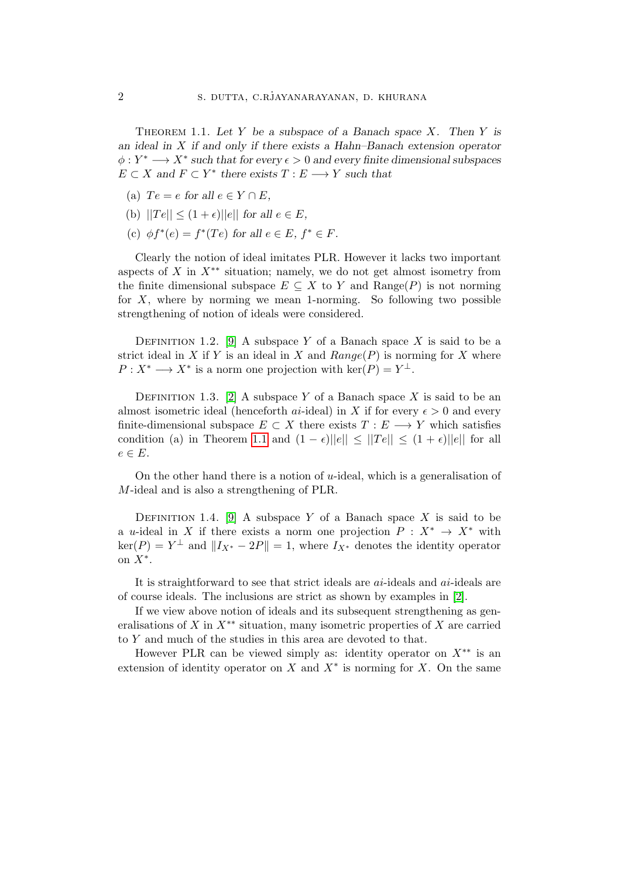Theorem 1.1. *Let $Y$ be a subspace of a Banach space $X$. Then $Y$ is an ideal in $X$ if and only if there exists a Hahn–Banach extension operator $\phi : Y^* \longrightarrow X^*$ such that for every $\epsilon > 0$ and every finite dimensional subspaces $E \subset X$ and $F \subset Y^*$ there exists $T : E \longrightarrow Y$ such that*

- (a) $Te = e$ *for all* $e \in Y \cap E$,
- (b) $||Te|| \leq (1+\epsilon)||e||$ *for all* $e \in E$,
- (c) $\phi f^*(e) = f^*(Te)$ *for all* $e \in E$, $f^* \in F$.

Clearly the notion of ideal imitates PLR. However it lacks two important aspects of $X$ in $X^{**}$ situation; namely, we do not get almost isometry from the finite dimensional subspace $E \subseteq X$ to $Y$ and Range$(P)$ is not norming for $X$, where by norming we mean 1-norming. So following two possible strengthening of notion of ideals were considered.

Definition 1.2. [9] A subspace $Y$ of a Banach space $X$ is said to be a strict ideal in $X$ if $Y$ is an ideal in $X$ and $Range(P)$ is norming for $X$ where $P : X^* \longrightarrow X^*$ is a norm one projection with $\ker(P) = Y^\perp$.

Definition 1.3. [2] A subspace $Y$ of a Banach space $X$ is said to be an almost isometric ideal (henceforth $ai$-ideal) in $X$ if for every $\epsilon > 0$ and every finite-dimensional subspace $E \subset X$ there exists $T : E \longrightarrow Y$ which satisfies condition (a) in Theorem 1.1 and $(1-\epsilon)||e|| \leq ||Te|| \leq (1+\epsilon)||e||$ for all $e \in E$.

On the other hand there is a notion of $u$-ideal, which is a generalisation of $M$-ideal and is also a strengthening of PLR.

Definition 1.4. [9] A subspace $Y$ of a Banach space $X$ is said to be a $u$-ideal in $X$ if there exists a norm one projection $P : X^* \rightarrow X^*$ with $\ker(P) = Y^\perp$ and $\|I_{X^*} - 2P\| = 1$, where $I_{X^*}$ denotes the identity operator on $X^*$.

It is straightforward to see that strict ideals are $ai$-ideals and $ai$-ideals are of course ideals. The inclusions are strict as shown by examples in [2].

If we view above notion of ideals and its subsequent strengthening as generalisations of $X$ in $X^{**}$ situation, many isometric properties of $X$ are carried to $Y$ and much of the studies in this area are devoted to that.

However PLR can be viewed simply as: identity operator on $X^{**}$ is an extension of identity operator on $X$ and $X^*$ is norming for $X$. On the same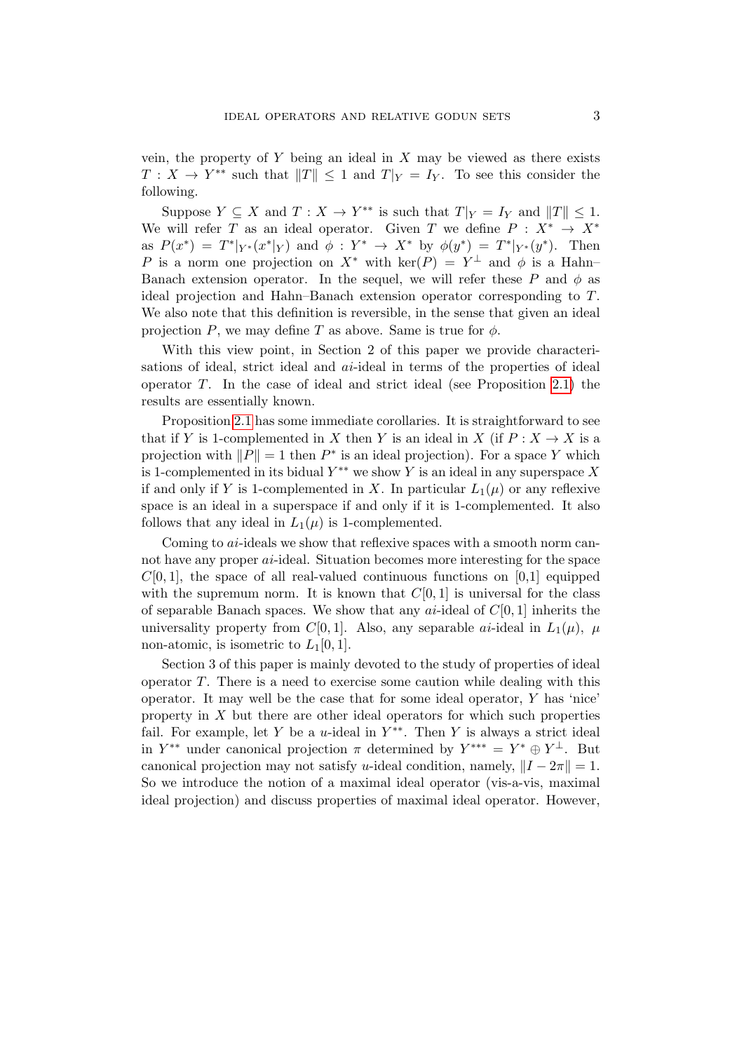vein, the property of $Y$ being an ideal in $X$ may be viewed as there exists $T : X \to Y^{**}$ such that $\|T\| \leq 1$ and $T|_Y = I_Y$. To see this consider the following.

Suppose $Y \subseteq X$ and $T : X \to Y^{**}$ is such that $T|_Y = I_Y$ and $\|T\| \leq 1$. We will refer $T$ as an ideal operator. Given $T$ we define $P : X^* \to X^*$ as $P(x^*) = T^*|_{Y^*}(x^*|_Y)$ and $\phi : Y^* \to X^*$ by $\phi(y^*) = T^*|_{Y^*}(y^*)$. Then $P$ is a norm one projection on $X^*$ with $\ker(P) = Y^\perp$ and $\phi$ is a Hahn–Banach extension operator. In the sequel, we will refer these $P$ and $\phi$ as ideal projection and Hahn–Banach extension operator corresponding to $T$. We also note that this definition is reversible, in the sense that given an ideal projection $P$, we may define $T$ as above. Same is true for $\phi$.

With this view point, in Section 2 of this paper we provide characterisations of ideal, strict ideal and $ai$-ideal in terms of the properties of ideal operator $T$. In the case of ideal and strict ideal (see Proposition 2.1) the results are essentially known.

Proposition 2.1 has some immediate corollaries. It is straightforward to see that if $Y$ is 1-complemented in $X$ then $Y$ is an ideal in $X$ (if $P : X \to X$ is a projection with $\|P\| = 1$ then $P^*$ is an ideal projection). For a space $Y$ which is 1-complemented in its bidual $Y^{**}$ we show $Y$ is an ideal in any superspace $X$ if and only if $Y$ is 1-complemented in $X$. In particular $L_1(\mu)$ or any reflexive space is an ideal in a superspace if and only if it is 1-complemented. It also follows that any ideal in $L_1(\mu)$ is 1-complemented.

Coming to $ai$-ideals we show that reflexive spaces with a smooth norm cannot have any proper $ai$-ideal. Situation becomes more interesting for the space $C[0,1]$, the space of all real-valued continuous functions on [0,1] equipped with the supremum norm. It is known that $C[0,1]$ is universal for the class of separable Banach spaces. We show that any $ai$-ideal of $C[0,1]$ inherits the universality property from $C[0,1]$. Also, any separable $ai$-ideal in $L_1(\mu)$, $\mu$ non-atomic, is isometric to $L_1[0,1]$.

Section 3 of this paper is mainly devoted to the study of properties of ideal operator $T$. There is a need to exercise some caution while dealing with this operator. It may well be the case that for some ideal operator, $Y$ has 'nice' property in $X$ but there are other ideal operators for which such properties fail. For example, let $Y$ be a $u$-ideal in $Y^{**}$. Then $Y$ is always a strict ideal in $Y^{**}$ under canonical projection $\pi$ determined by $Y^{***} = Y^* \oplus Y^\perp$. But canonical projection may not satisfy $u$-ideal condition, namely, $\|I - 2\pi\| = 1$. So we introduce the notion of a maximal ideal operator (vis-a-vis, maximal ideal projection) and discuss properties of maximal ideal operator. However,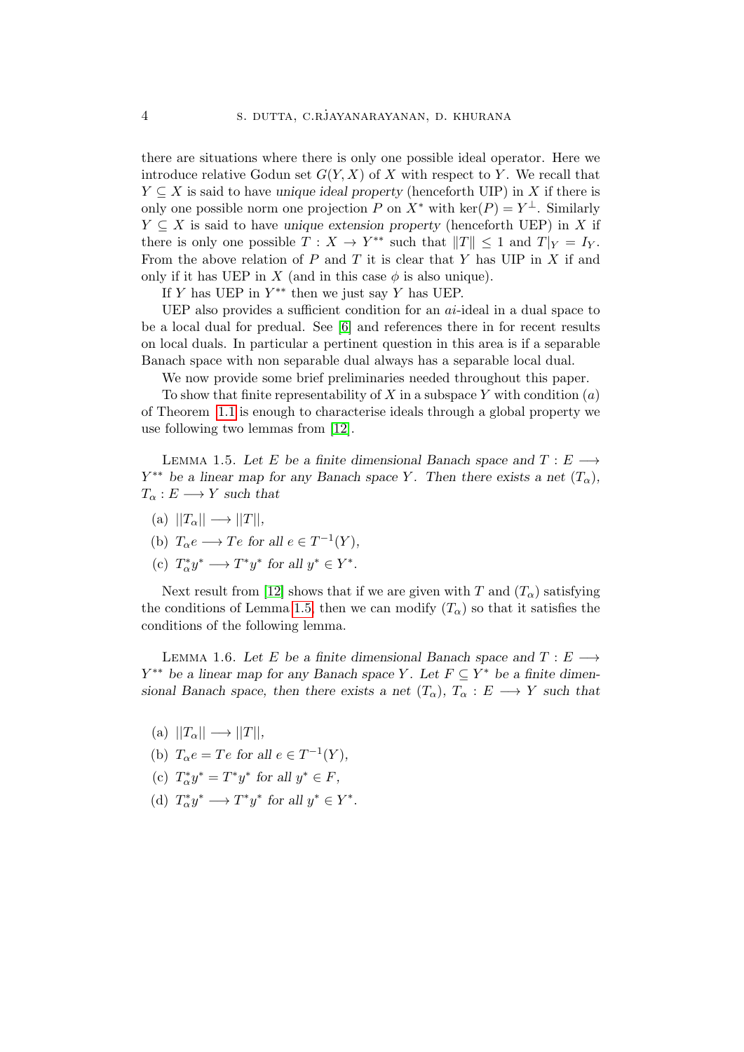there are situations where there is only one possible ideal operator. Here we introduce relative Godun set $G(Y, X)$ of $X$ with respect to $Y$. We recall that $Y \subseteq X$ is said to have *unique ideal property* (henceforth UIP) in $X$ if there is only one possible norm one projection $P$ on $X^*$ with $\ker(P) = Y^\perp$. Similarly $Y \subseteq X$ is said to have *unique extension property* (henceforth UEP) in $X$ if there is only one possible $T : X \to Y^{**}$ such that $\|T\| \leq 1$ and $T|_Y = I_Y$. From the above relation of $P$ and $T$ it is clear that $Y$ has UIP in $X$ if and only if it has UEP in $X$ (and in this case $\phi$ is also unique).

If $Y$ has UEP in $Y^{**}$ then we just say $Y$ has UEP.

UEP also provides a sufficient condition for an *ai*-ideal in a dual space to be a local dual for predual. See [6] and references there in for recent results on local duals. In particular a pertinent question in this area is if a separable Banach space with non separable dual always has a separable local dual.

We now provide some brief preliminaries needed throughout this paper.

To show that finite representability of $X$ in a subspace $Y$ with condition $(a)$ of Theorem 1.1 is enough to characterise ideals through a global property we use following two lemmas from [12].

Lemma 1.5. *Let $E$ be a finite dimensional Banach space and $T : E \longrightarrow Y^{**}$ be a linear map for any Banach space $Y$. Then there exists a net $(T_\alpha)$, $T_\alpha : E \longrightarrow Y$ such that*

(a) $||T_\alpha|| \longrightarrow ||T||$,
(b) $T_\alpha e \longrightarrow Te$ *for all* $e \in T^{-1}(Y)$,
(c) $T_\alpha^* y^* \longrightarrow T^* y^*$ *for all* $y^* \in Y^*$.

Next result from [12] shows that if we are given with $T$ and $(T_\alpha)$ satisfying the conditions of Lemma 1.5, then we can modify $(T_\alpha)$ so that it satisfies the conditions of the following lemma.

Lemma 1.6. *Let $E$ be a finite dimensional Banach space and $T : E \longrightarrow Y^{**}$ be a linear map for any Banach space $Y$. Let $F \subseteq Y^*$ be a finite dimensional Banach space, then there exists a net $(T_\alpha)$, $T_\alpha : E \longrightarrow Y$ such that*

(a) $||T_\alpha|| \longrightarrow ||T||$,
(b) $T_\alpha e = Te$ *for all* $e \in T^{-1}(Y)$,
(c) $T_\alpha^* y^* = T^* y^*$ *for all* $y^* \in F$,
(d) $T_\alpha^* y^* \longrightarrow T^* y^*$ *for all* $y^* \in Y^*$.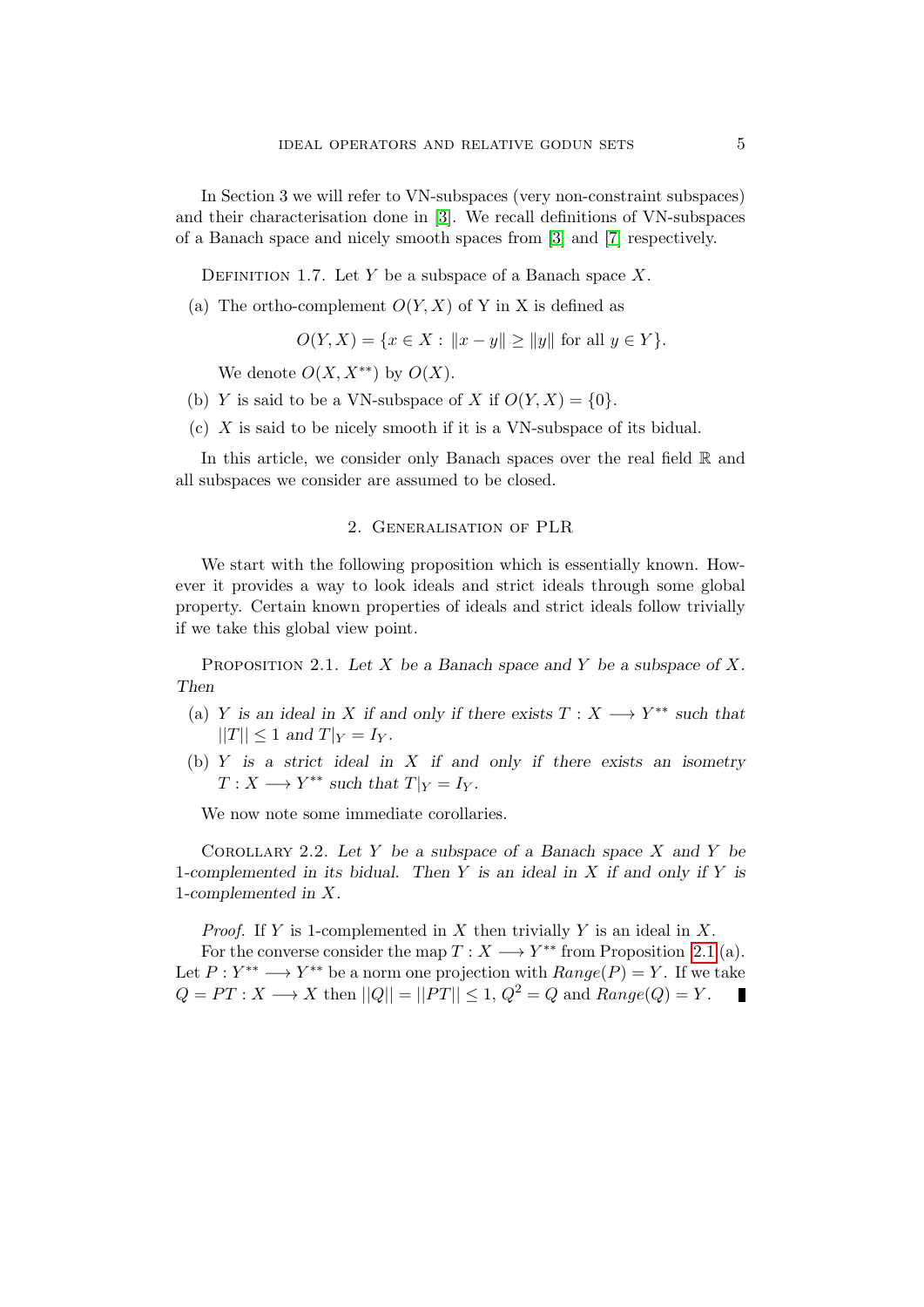In Section 3 we will refer to VN-subspaces (very non-constraint subspaces) and their characterisation done in [3]. We recall definitions of VN-subspaces of a Banach space and nicely smooth spaces from [3] and [7] respectively.

Definition 1.7. Let $Y$ be a subspace of a Banach space $X$.

(a) The ortho-complement $O(Y,X)$ of Y in X is defined as

$$O(Y,X) = \{x \in X : \|x - y\| \geq \|y\| \text{ for all } y \in Y\}.$$

We denote $O(X, X^{**})$ by $O(X)$.

(b) $Y$ is said to be a VN-subspace of $X$ if $O(Y,X) = \{0\}$.

(c) $X$ is said to be nicely smooth if it is a VN-subspace of its bidual.

In this article, we consider only Banach spaces over the real field $\mathbb{R}$ and all subspaces we consider are assumed to be closed.

## 2. Generalisation of PLR

We start with the following proposition which is essentially known. However it provides a way to look ideals and strict ideals through some global property. Certain known properties of ideals and strict ideals follow trivially if we take this global view point.

Proposition 2.1. *Let $X$ be a Banach space and $Y$ be a subspace of $X$. Then*

(a) *$Y$ is an ideal in $X$ if and only if there exists $T : X \longrightarrow Y^{**}$ such that $||T|| \leq 1$ and $T|_Y = I_Y$.*

(b) *$Y$ is a strict ideal in $X$ if and only if there exists an isometry $T : X \longrightarrow Y^{**}$ such that $T|_Y = I_Y$.*

We now note some immediate corollaries.

Corollary 2.2. *Let $Y$ be a subspace of a Banach space $X$ and $Y$ be 1-complemented in its bidual. Then $Y$ is an ideal in $X$ if and only if $Y$ is 1-complemented in $X$.*

*Proof.* If $Y$ is 1-complemented in $X$ then trivially $Y$ is an ideal in $X$.

For the converse consider the map $T : X \longrightarrow Y^{**}$ from Proposition 2.1(a). Let $P : Y^{**} \longrightarrow Y^{**}$ be a norm one projection with $Range(P) = Y$. If we take $Q = PT : X \longrightarrow X$ then $||Q|| = ||PT|| \leq 1$, $Q^2 = Q$ and $Range(Q) = Y$. ∎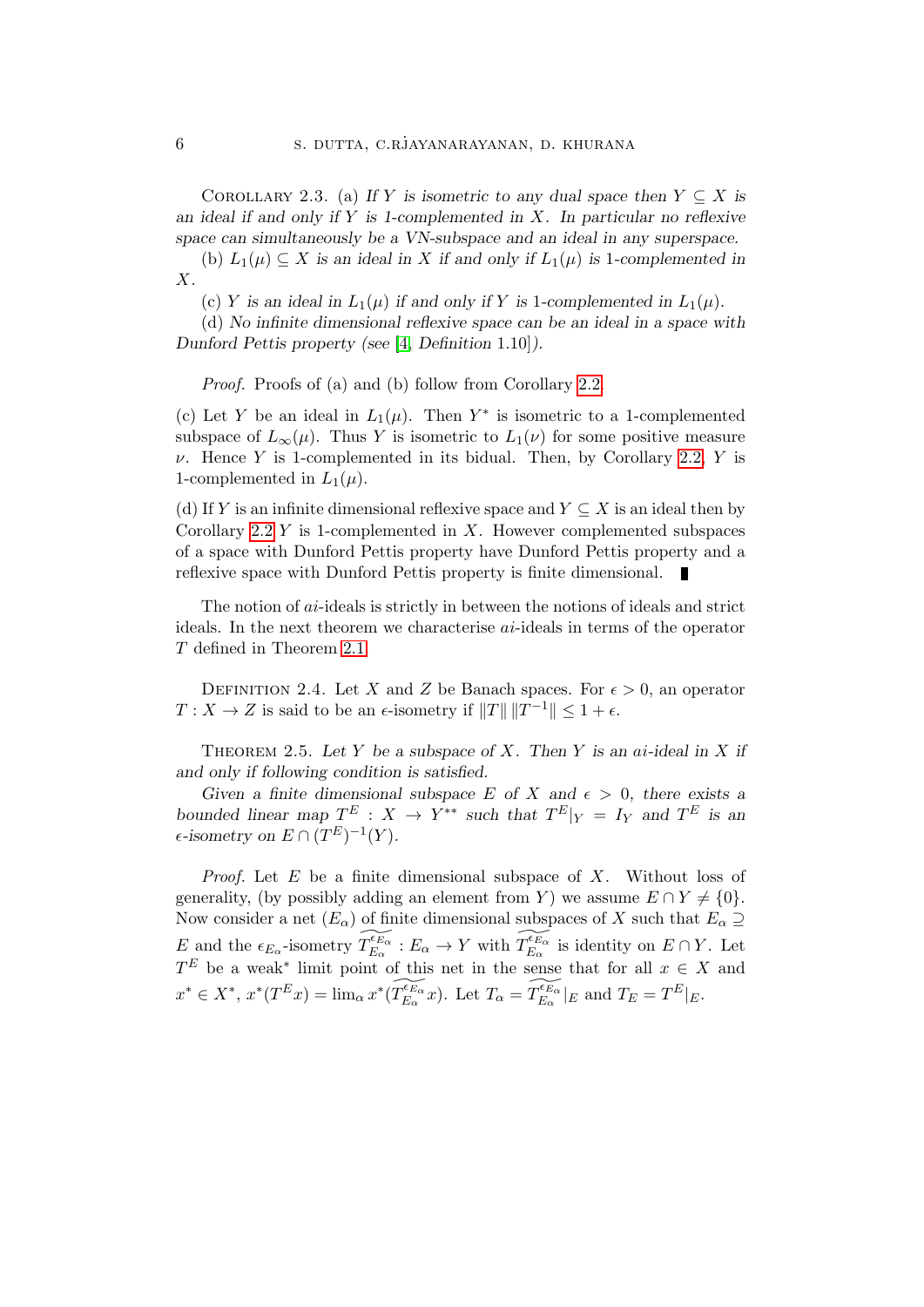Corollary 2.3. (a) *If $Y$ is isometric to any dual space then $Y \subseteq X$ is an ideal if and only if $Y$ is 1-complemented in $X$. In particular no reflexive space can simultaneously be a VN-subspace and an ideal in any superspace.*

(b) *$L_1(\mu) \subseteq X$ is an ideal in $X$ if and only if $L_1(\mu)$ is 1-complemented in $X$.*

(c) *$Y$ is an ideal in $L_1(\mu)$ if and only if $Y$ is 1-complemented in $L_1(\mu)$.*

(d) *No infinite dimensional reflexive space can be an ideal in a space with Dunford Pettis property (see [4, Definition 1.10]).*

*Proof.* Proofs of (a) and (b) follow from Corollary 2.2.

(c) Let $Y$ be an ideal in $L_1(\mu)$. Then $Y^*$ is isometric to a 1-complemented subspace of $L_\infty(\mu)$. Thus $Y$ is isometric to $L_1(\nu)$ for some positive measure $\nu$. Hence $Y$ is 1-complemented in its bidual. Then, by Corollary 2.2, $Y$ is 1-complemented in $L_1(\mu)$.

(d) If $Y$ is an infinite dimensional reflexive space and $Y \subseteq X$ is an ideal then by Corollary 2.2 $Y$ is 1-complemented in $X$. However complemented subspaces of a space with Dunford Pettis property have Dunford Pettis property and a reflexive space with Dunford Pettis property is finite dimensional. ∎

The notion of $ai$-ideals is strictly in between the notions of ideals and strict ideals. In the next theorem we characterise $ai$-ideals in terms of the operator $T$ defined in Theorem 2.1.

Definition 2.4. Let $X$ and $Z$ be Banach spaces. For $\epsilon > 0$, an operator $T : X \to Z$ is said to be an $\epsilon$-isometry if $\|T\|\,\|T^{-1}\| \leq 1 + \epsilon$.

Theorem 2.5. *Let $Y$ be a subspace of $X$. Then $Y$ is an $ai$-ideal in $X$ if and only if following condition is satisfied.*

*Given a finite dimensional subspace $E$ of $X$ and $\epsilon > 0$, there exists a bounded linear map $T^E : X \to Y^{**}$ such that $T^E|_Y = I_Y$ and $T^E$ is an $\epsilon$-isometry on $E \cap (T^E)^{-1}(Y)$.*

*Proof.* Let $E$ be a finite dimensional subspace of $X$. Without loss of generality, (by possibly adding an element from $Y$) we assume $E \cap Y \neq \{0\}$. Now consider a net $(E_\alpha)$ of finite dimensional subspaces of $X$ such that $E_\alpha \supseteq E$ and the $\epsilon_{E_\alpha}$-isometry $\widetilde{T_{E_\alpha}^{\epsilon_{E_\alpha}}} : E_\alpha \to Y$ with $\widetilde{T_{E_\alpha}^{\epsilon_{E_\alpha}}}$ is identity on $E \cap Y$. Let $T^E$ be a weak$^*$ limit point of this net in the sense that for all $x \in X$ and $x^* \in X^*$, $x^*(T^E x) = \lim_\alpha x^*(\widetilde{T_{E_\alpha}^{\epsilon_{E_\alpha}}} x)$. Let $T_\alpha = \widetilde{T_{E_\alpha}^{\epsilon_{E_\alpha}}}|_E$ and $T_E = T^E|_E$.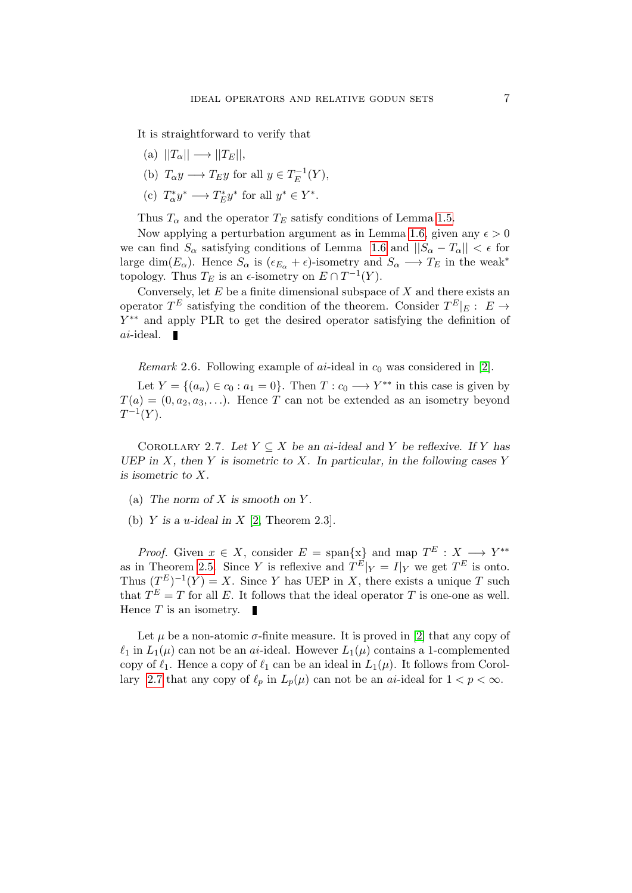It is straightforward to verify that

(a) $||T_\alpha|| \longrightarrow ||T_E||$,

(b) $T_\alpha y \longrightarrow T_E y$ for all $y \in T_E^{-1}(Y)$,

(c) $T_\alpha^* y^* \longrightarrow T_E^* y^*$ for all $y^* \in Y^*$.

Thus $T_\alpha$ and the operator $T_E$ satisfy conditions of Lemma 1.5.

Now applying a perturbation argument as in Lemma 1.6, given any $\epsilon > 0$ we can find $S_\alpha$ satisfying conditions of Lemma 1.6 and $||S_\alpha - T_\alpha|| < \epsilon$ for large $\dim(E_\alpha)$. Hence $S_\alpha$ is $(\epsilon_{E_\alpha} + \epsilon)$-isometry and $S_\alpha \longrightarrow T_E$ in the weak* topology. Thus $T_E$ is an $\epsilon$-isometry on $E \cap T^{-1}(Y)$.

Conversely, let $E$ be a finite dimensional subspace of $X$ and there exists an operator $T^E$ satisfying the condition of the theorem. Consider $T^E|_E : E \to Y^{**}$ and apply PLR to get the desired operator satisfying the definition of $ai$-ideal. ∎

*Remark* 2.6. Following example of $ai$-ideal in $c_0$ was considered in [2].

Let $Y = \{(a_n) \in c_0 : a_1 = 0\}$. Then $T : c_0 \longrightarrow Y^{**}$ in this case is given by $T(a) = (0, a_2, a_3, \ldots)$. Hence $T$ can not be extended as an isometry beyond $T^{-1}(Y)$.

Corollary 2.7. *Let $Y \subseteq X$ be an $ai$-ideal and $Y$ be reflexive. If $Y$ has UEP in $X$, then $Y$ is isometric to $X$. In particular, in the following cases $Y$ is isometric to $X$.*

(a) *The norm of $X$ is smooth on $Y$.*

(b) *$Y$ is a $u$-ideal in $X$* [2, Theorem 2.3].

*Proof.* Given $x \in X$, consider $E = \text{span}\{x\}$ and map $T^E : X \longrightarrow Y^{**}$ as in Theorem 2.5. Since $Y$ is reflexive and $T^E|_Y = I|_Y$ we get $T^E$ is onto. Thus $(T^E)^{-1}(Y) = X$. Since $Y$ has UEP in $X$, there exists a unique $T$ such that $T^E = T$ for all $E$. It follows that the ideal operator $T$ is one-one as well. Hence $T$ is an isometry. ∎

Let $\mu$ be a non-atomic $\sigma$-finite measure. It is proved in [2] that any copy of $\ell_1$ in $L_1(\mu)$ can not be an $ai$-ideal. However $L_1(\mu)$ contains a 1-complemented copy of $\ell_1$. Hence a copy of $\ell_1$ can be an ideal in $L_1(\mu)$. It follows from Corollary 2.7 that any copy of $\ell_p$ in $L_p(\mu)$ can not be an $ai$-ideal for $1 < p < \infty$.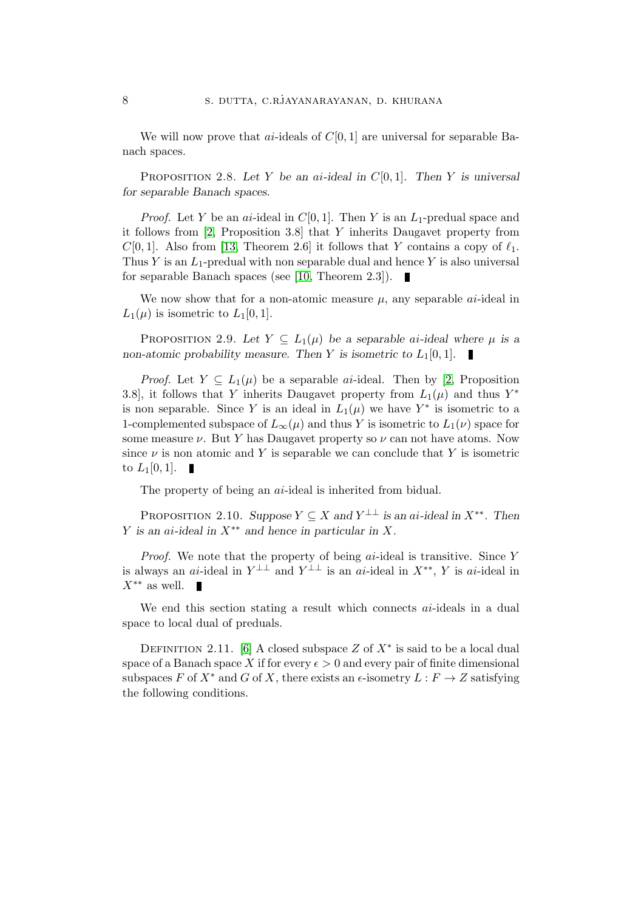We will now prove that $ai$-ideals of $C[0,1]$ are universal for separable Banach spaces.

Proposition 2.8. *Let $Y$ be an $ai$-ideal in $C[0,1]$. Then $Y$ is universal for separable Banach spaces.*

*Proof.* Let $Y$ be an $ai$-ideal in $C[0,1]$. Then $Y$ is an $L_1$-predual space and it follows from [2, Proposition 3.8] that $Y$ inherits Daugavet property from $C[0,1]$. Also from [13, Theorem 2.6] it follows that $Y$ contains a copy of $\ell_1$. Thus $Y$ is an $L_1$-predual with non separable dual and hence $Y$ is also universal for separable Banach spaces (see [10, Theorem 2.3]). ∎

We now show that for a non-atomic measure $\mu$, any separable $ai$-ideal in $L_1(\mu)$ is isometric to $L_1[0,1]$.

Proposition 2.9. *Let $Y \subseteq L_1(\mu)$ be a separable $ai$-ideal where $\mu$ is a non-atomic probability measure. Then $Y$ is isometric to $L_1[0,1]$.* ∎

*Proof.* Let $Y \subseteq L_1(\mu)$ be a separable $ai$-ideal. Then by [2, Proposition 3.8], it follows that $Y$ inherits Daugavet property from $L_1(\mu)$ and thus $Y^*$ is non separable. Since $Y$ is an ideal in $L_1(\mu)$ we have $Y^*$ is isometric to a 1-complemented subspace of $L_\infty(\mu)$ and thus $Y$ is isometric to $L_1(\nu)$ space for some measure $\nu$. But $Y$ has Daugavet property so $\nu$ can not have atoms. Now since $\nu$ is non atomic and $Y$ is separable we can conclude that $Y$ is isometric to $L_1[0,1]$. ∎

The property of being an $ai$-ideal is inherited from bidual.

Proposition 2.10. *Suppose $Y \subseteq X$ and $Y^{\perp\perp}$ is an $ai$-ideal in $X^{**}$. Then $Y$ is an $ai$-ideal in $X^{**}$ and hence in particular in $X$.*

*Proof.* We note that the property of being $ai$-ideal is transitive. Since $Y$ is always an $ai$-ideal in $Y^{\perp\perp}$ and $Y^{\perp\perp}$ is an $ai$-ideal in $X^{**}$, $Y$ is $ai$-ideal in $X^{**}$ as well. ∎

We end this section stating a result which connects $ai$-ideals in a dual space to local dual of preduals.

Definition 2.11. [6] A closed subspace $Z$ of $X^*$ is said to be a local dual space of a Banach space $X$ if for every $\epsilon > 0$ and every pair of finite dimensional subspaces $F$ of $X^*$ and $G$ of $X$, there exists an $\epsilon$-isometry $L : F \to Z$ satisfying the following conditions.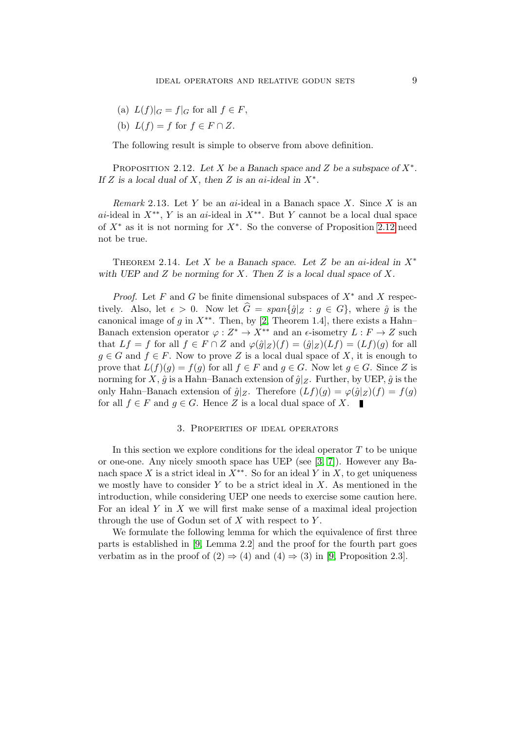(a) $L(f)|_G = f|_G$ for all $f \in F$,

(b) $L(f) = f$ for $f \in F \cap Z$.

The following result is simple to observe from above definition.

Proposition 2.12. *Let $X$ be a Banach space and $Z$ be a subspace of $X^*$. If $Z$ is a local dual of $X$, then $Z$ is an $ai$-ideal in $X^*$.*

*Remark* 2.13. Let $Y$ be an $ai$-ideal in a Banach space $X$. Since $X$ is an $ai$-ideal in $X^{**}$, $Y$ is an $ai$-ideal in $X^{**}$. But $Y$ cannot be a local dual space of $X^*$ as it is not norming for $X^*$. So the converse of Proposition 2.12 need not be true.

Theorem 2.14. *Let $X$ be a Banach space. Let $Z$ be an $ai$-ideal in $X^*$ with UEP and $Z$ be norming for $X$. Then $Z$ is a local dual space of $X$.*

*Proof.* Let $F$ and $G$ be finite dimensional subspaces of $X^*$ and $X$ respectively. Also, let $\epsilon > 0$. Now let $\widehat{G} = span\{\hat{g}|_Z : g \in G\}$, where $\hat{g}$ is the canonical image of $g$ in $X^{**}$. Then, by [2, Theorem 1.4], there exists a Hahn–Banach extension operator $\varphi : Z^* \to X^{**}$ and an $\epsilon$-isometry $L : F \to Z$ such that $Lf = f$ for all $f \in F \cap Z$ and $\varphi(\hat{g}|_Z)(f) = (\hat{g}|_Z)(Lf) = (Lf)(g)$ for all $g \in G$ and $f \in F$. Now to prove $Z$ is a local dual space of $X$, it is enough to prove that $L(f)(g) = f(g)$ for all $f \in F$ and $g \in G$. Now let $g \in G$. Since $Z$ is norming for $X$, $\hat{g}$ is a Hahn–Banach extension of $\hat{g}|_Z$. Further, by UEP, $\hat{g}$ is the only Hahn–Banach extension of $\hat{g}|_Z$. Therefore $(Lf)(g) = \varphi(\hat{g}|_Z)(f) = f(g)$ for all $f \in F$ and $g \in G$. Hence $Z$ is a local dual space of $X$. ∎

## 3. Properties of ideal operators

In this section we explore conditions for the ideal operator $T$ to be unique or one-one. Any nicely smooth space has UEP (see [3, 7]). However any Banach space $X$ is a strict ideal in $X^{**}$. So for an ideal $Y$ in $X$, to get uniqueness we mostly have to consider $Y$ to be a strict ideal in $X$. As mentioned in the introduction, while considering UEP one needs to exercise some caution here. For an ideal $Y$ in $X$ we will first make sense of a maximal ideal projection through the use of Godun set of $X$ with respect to $Y$.

We formulate the following lemma for which the equivalence of first three parts is established in [9, Lemma 2.2] and the proof for the fourth part goes verbatim as in the proof of $(2) \Rightarrow (4)$ and $(4) \Rightarrow (3)$ in [9, Proposition 2.3].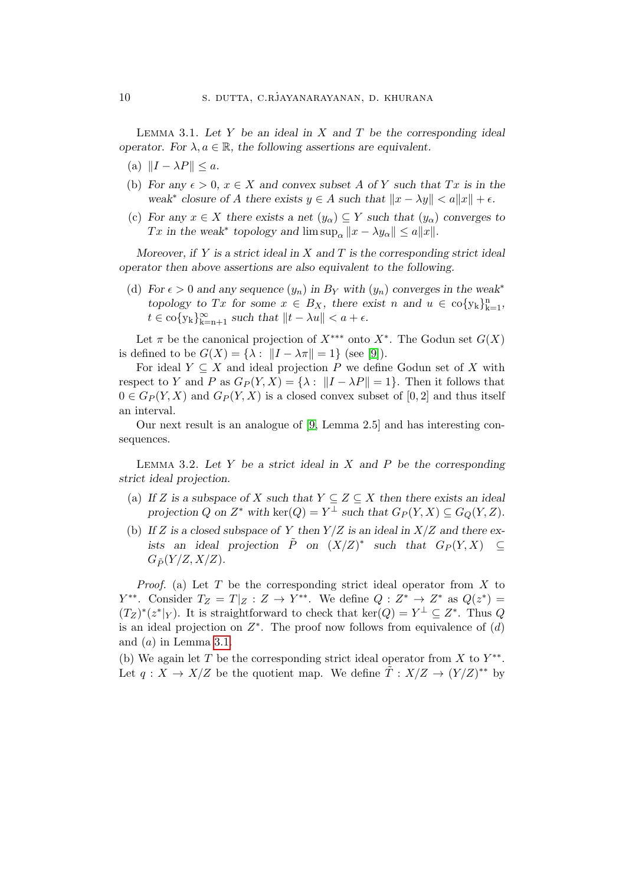**Lemma 3.1.** *Let $Y$ be an ideal in $X$ and $T$ be the corresponding ideal operator. For $\lambda, a \in \mathbb{R}$, the following assertions are equivalent.*

- (a) $\|I - \lambda P\| \leq a$.
- (b) *For any $\epsilon > 0$, $x \in X$ and convex subset $A$ of $Y$ such that $Tx$ is in the weak$^*$ closure of $A$ there exists $y \in A$ such that $\|x - \lambda y\| < a\|x\| + \epsilon$.*
- (c) *For any $x \in X$ there exists a net $(y_\alpha) \subseteq Y$ such that $(y_\alpha)$ converges to $Tx$ in the weak$^*$ topology and $\limsup_\alpha \|x - \lambda y_\alpha\| \leq a\|x\|$.*

*Moreover, if $Y$ is a strict ideal in $X$ and $T$ is the corresponding strict ideal operator then above assertions are also equivalent to the following.*

- (d) *For $\epsilon > 0$ and any sequence $(y_n)$ in $B_Y$ with $(y_n)$ converges in the weak$^*$ topology to $Tx$ for some $x \in B_X$, there exist $n$ and $u \in \text{co}\{y_k\}_{k=1}^n$, $t \in \text{co}\{y_k\}_{k=n+1}^\infty$ such that $\|t - \lambda u\| < a + \epsilon$.*

Let $\pi$ be the canonical projection of $X^{***}$ onto $X^*$. The Godun set $G(X)$ is defined to be $G(X) = \{\lambda : \|I - \lambda\pi\| = 1\}$ (see [9]).

For ideal $Y \subseteq X$ and ideal projection $P$ we define Godun set of $X$ with respect to $Y$ and $P$ as $G_P(Y, X) = \{\lambda : \|I - \lambda P\| = 1\}$. Then it follows that $0 \in G_P(Y, X)$ and $G_P(Y, X)$ is a closed convex subset of $[0, 2]$ and thus itself an interval.

Our next result is an analogue of [9, Lemma 2.5] and has interesting consequences.

**Lemma 3.2.** *Let $Y$ be a strict ideal in $X$ and $P$ be the corresponding strict ideal projection.*

- (a) *If $Z$ is a subspace of $X$ such that $Y \subseteq Z \subseteq X$ then there exists an ideal projection $Q$ on $Z^*$ with $\ker(Q) = Y^\perp$ such that $G_P(Y, X) \subseteq G_Q(Y, Z)$.*
- (b) *If $Z$ is a closed subspace of $Y$ then $Y/Z$ is an ideal in $X/Z$ and there exists an ideal projection $\tilde{P}$ on $(X/Z)^*$ such that $G_P(Y, X) \subseteq G_{\tilde{P}}(Y/Z, X/Z)$.*

*Proof.* (a) Let $T$ be the corresponding strict ideal operator from $X$ to $Y^{**}$. Consider $T_Z = T|_Z : Z \to Y^{**}$. We define $Q : Z^* \to Z^*$ as $Q(z^*) = (T_Z)^*(z^*|_Y)$. It is straightforward to check that $\ker(Q) = Y^\perp \subseteq Z^*$. Thus $Q$ is an ideal projection on $Z^*$. The proof now follows from equivalence of $(d)$ and $(a)$ in Lemma 3.1.

(b) We again let $T$ be the corresponding strict ideal operator from $X$ to $Y^{**}$. Let $q : X \to X/Z$ be the quotient map. We define $\tilde{T} : X/Z \to (Y/Z)^{**}$ by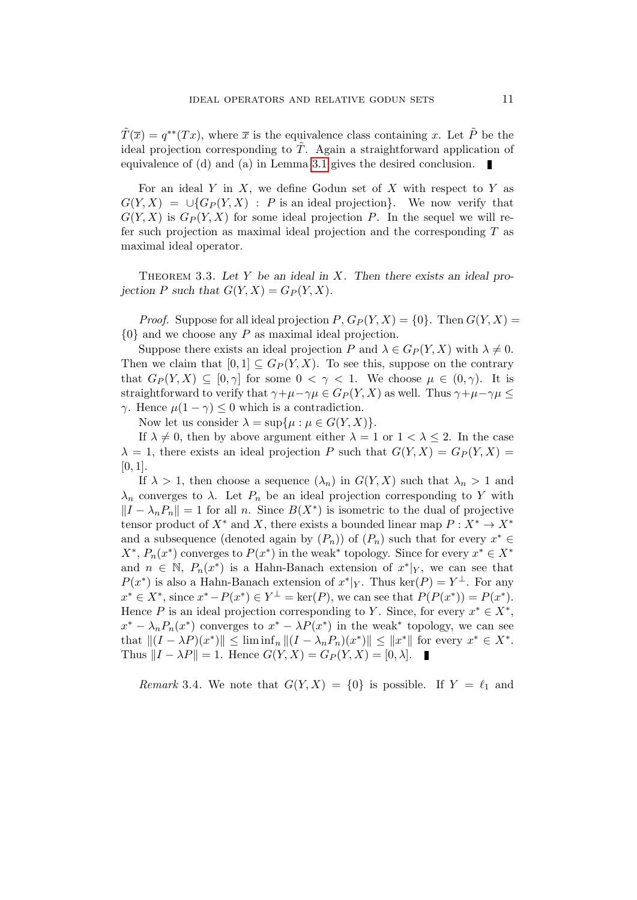$\tilde{T}(\overline{x}) = q^{**}(Tx)$, where $\overline{x}$ is the equivalence class containing $x$. Let $\tilde{P}$ be the ideal projection corresponding to $\tilde{T}$. Again a straightforward application of equivalence of (d) and (a) in Lemma 3.1 gives the desired conclusion. ∎

For an ideal $Y$ in $X$, we define Godun set of $X$ with respect to $Y$ as $G(Y, X) = \cup\{G_P(Y, X) : P \text{ is an ideal projection}\}$. We now verify that $G(Y, X)$ is $G_P(Y, X)$ for some ideal projection $P$. In the sequel we will refer such projection as maximal ideal projection and the corresponding $T$ as maximal ideal operator.

Theorem 3.3. *Let $Y$ be an ideal in $X$. Then there exists an ideal projection $P$ such that $G(Y, X) = G_P(Y, X)$.*

*Proof.* Suppose for all ideal projection $P$, $G_P(Y, X) = \{0\}$. Then $G(Y, X) = \{0\}$ and we choose any $P$ as maximal ideal projection.

Suppose there exists an ideal projection $P$ and $\lambda \in G_P(Y, X)$ with $\lambda \neq 0$. Then we claim that $[0, 1] \subseteq G_P(Y, X)$. To see this, suppose on the contrary that $G_P(Y, X) \subseteq [0, \gamma]$ for some $0 < \gamma < 1$. We choose $\mu \in (0, \gamma)$. It is straightforward to verify that $\gamma + \mu - \gamma\mu \in G_P(Y, X)$ as well. Thus $\gamma + \mu - \gamma\mu \leq \gamma$. Hence $\mu(1 - \gamma) \leq 0$ which is a contradiction.

Now let us consider $\lambda = \sup\{\mu : \mu \in G(Y, X)\}$.

If $\lambda \neq 0$, then by above argument either $\lambda = 1$ or $1 < \lambda \leq 2$. In the case $\lambda = 1$, there exists an ideal projection $P$ such that $G(Y, X) = G_P(Y, X) = [0, 1]$.

If $\lambda > 1$, then choose a sequence $(\lambda_n)$ in $G(Y, X)$ such that $\lambda_n > 1$ and $\lambda_n$ converges to $\lambda$. Let $P_n$ be an ideal projection corresponding to $Y$ with $\|I - \lambda_n P_n\| = 1$ for all $n$. Since $B(X^*)$ is isometric to the dual of projective tensor product of $X^*$ and $X$, there exists a bounded linear map $P : X^* \to X^*$ and a subsequence (denoted again by $(P_n)$) of $(P_n)$ such that for every $x^* \in X^*$, $P_n(x^*)$ converges to $P(x^*)$ in the weak$^*$ topology. Since for every $x^* \in X^*$ and $n \in \mathbb{N}$, $P_n(x^*)$ is a Hahn-Banach extension of $x^*|_Y$, we can see that $P(x^*)$ is also a Hahn-Banach extension of $x^*|_Y$. Thus $\ker(P) = Y^\perp$. For any $x^* \in X^*$, since $x^* - P(x^*) \in Y^\perp = \ker(P)$, we can see that $P(P(x^*)) = P(x^*)$. Hence $P$ is an ideal projection corresponding to $Y$. Since, for every $x^* \in X^*$, $x^* - \lambda_n P_n(x^*)$ converges to $x^* - \lambda P(x^*)$ in the weak$^*$ topology, we can see that $\|(I - \lambda P)(x^*)\| \leq \liminf_n \|(I - \lambda_n P_n)(x^*)\| \leq \|x^*\|$ for every $x^* \in X^*$. Thus $\|I - \lambda P\| = 1$. Hence $G(Y, X) = G_P(Y, X) = [0, \lambda]$. ∎

*Remark* 3.4. We note that $G(Y, X) = \{0\}$ is possible. If $Y = \ell_1$ and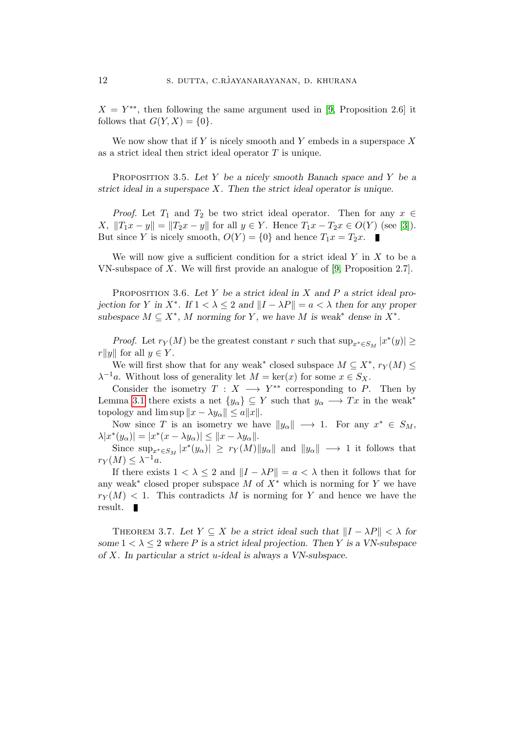$X = Y^{**}$, then following the same argument used in [9, Proposition 2.6] it follows that $G(Y, X) = \{0\}$.

We now show that if $Y$ is nicely smooth and $Y$ embeds in a superspace $X$ as a strict ideal then strict ideal operator $T$ is unique.

PROPOSITION 3.5. *Let $Y$ be a nicely smooth Banach space and $Y$ be a strict ideal in a superspace $X$. Then the strict ideal operator is unique.*

*Proof.* Let $T_1$ and $T_2$ be two strict ideal operator. Then for any $x \in X$, $\|T_1 x - y\| = \|T_2 x - y\|$ for all $y \in Y$. Hence $T_1 x - T_2 x \in O(Y)$ (see [3]). But since $Y$ is nicely smooth, $O(Y) = \{0\}$ and hence $T_1 x = T_2 x$. ∎

We will now give a sufficient condition for a strict ideal $Y$ in $X$ to be a VN-subspace of $X$. We will first provide an analogue of [9, Proposition 2.7].

PROPOSITION 3.6. *Let $Y$ be a strict ideal in $X$ and $P$ a strict ideal projection for $Y$ in $X^*$. If $1 < \lambda \leq 2$ and $\|I - \lambda P\| = a < \lambda$ then for any proper subespace $M \subseteq X^*$, $M$ norming for $Y$, we have $M$ is weak$^*$ dense in $X^*$.*

*Proof.* Let $r_Y(M)$ be the greatest constant $r$ such that $\sup_{x^* \in S_M} |x^*(y)| \geq r\|y\|$ for all $y \in Y$.

We will first show that for any weak$^*$ closed subspace $M \subseteq X^*$, $r_Y(M) \leq \lambda^{-1} a$. Without loss of generality let $M = \ker(x)$ for some $x \in S_X$.

Consider the isometry $T : X \longrightarrow Y^{**}$ corresponding to $P$. Then by Lemma 3.1 there exists a net $\{y_\alpha\} \subseteq Y$ such that $y_\alpha \longrightarrow Tx$ in the weak$^*$ topology and $\limsup \|x - \lambda y_\alpha\| \leq a\|x\|$.

Now since $T$ is an isometry we have $\|y_\alpha\| \longrightarrow 1$. For any $x^* \in S_M$, $\lambda |x^*(y_\alpha)| = |x^*(x - \lambda y_\alpha)| \leq \|x - \lambda y_\alpha\|$.

Since $\sup_{x^* \in S_M} |x^*(y_\alpha)| \geq r_Y(M)\|y_\alpha\|$ and $\|y_\alpha\| \longrightarrow 1$ it follows that $r_Y(M) \leq \lambda^{-1} a$.

If there exists $1 < \lambda \leq 2$ and $\|I - \lambda P\| = a < \lambda$ then it follows that for any weak$^*$ closed proper subspace $M$ of $X^*$ which is norming for $Y$ we have $r_Y(M) < 1$. This contradicts $M$ is norming for $Y$ and hence we have the result. ∎

THEOREM 3.7. *Let $Y \subseteq X$ be a strict ideal such that $\|I - \lambda P\| < \lambda$ for some $1 < \lambda \leq 2$ where $P$ is a strict ideal projection. Then $Y$ is a VN-subspace of $X$. In particular a strict u-ideal is always a VN-subspace.*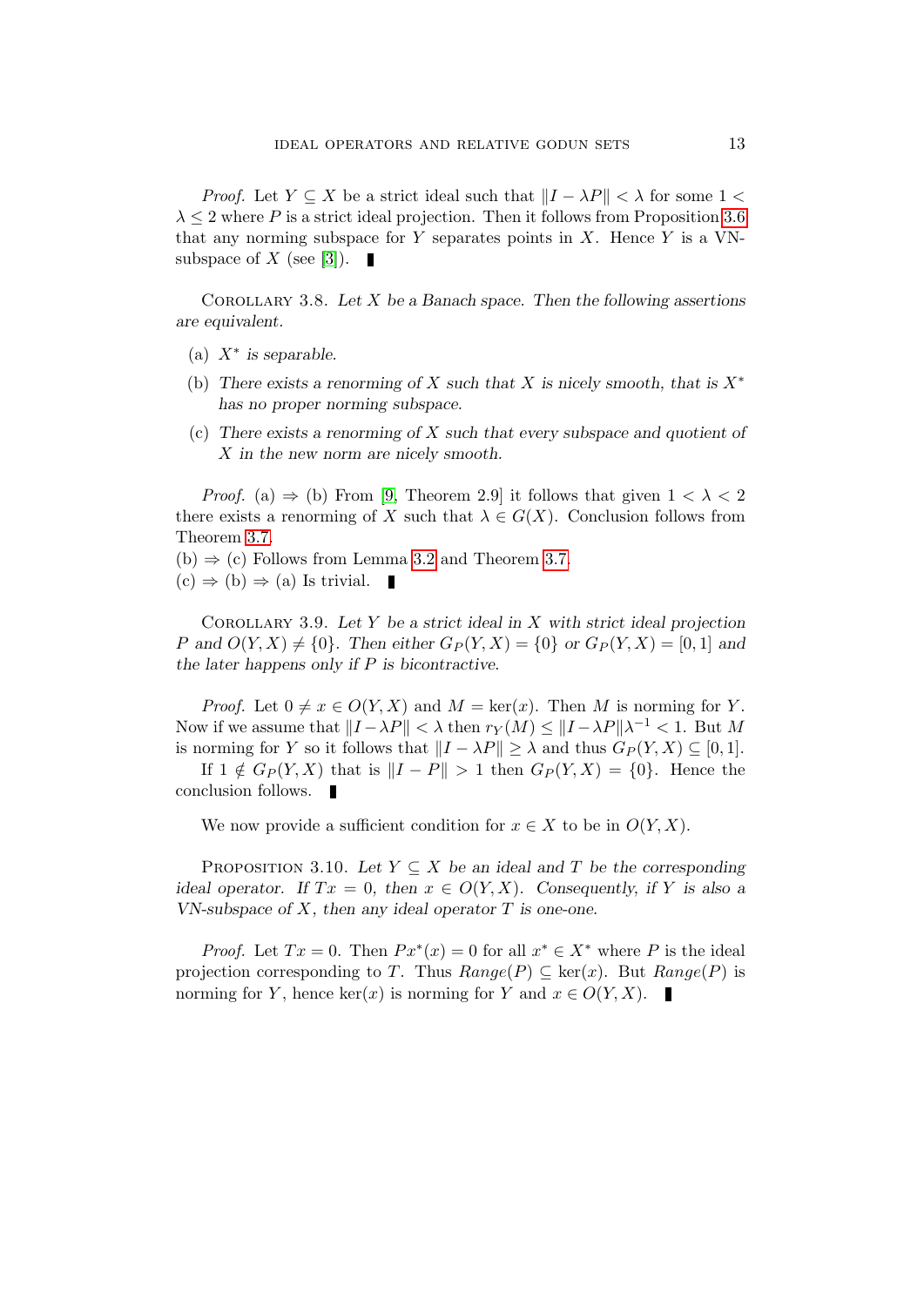*Proof.* Let $Y \subseteq X$ be a strict ideal such that $\|I - \lambda P\| < \lambda$ for some $1 < \lambda \leq 2$ where $P$ is a strict ideal projection. Then it follows from Proposition 3.6 that any norming subspace for $Y$ separates points in $X$. Hence $Y$ is a VN-subspace of $X$ (see [3]). ∎

Corollary 3.8. *Let $X$ be a Banach space. Then the following assertions are equivalent.*

- (a) *$X^*$ is separable.*
- (b) *There exists a renorming of $X$ such that $X$ is nicely smooth, that is $X^*$ has no proper norming subspace.*
- (c) *There exists a renorming of $X$ such that every subspace and quotient of $X$ in the new norm are nicely smooth.*

*Proof.* (a) ⇒ (b) From [9, Theorem 2.9] it follows that given $1 < \lambda < 2$ there exists a renorming of $X$ such that $\lambda \in G(X)$. Conclusion follows from Theorem 3.7.
(b) ⇒ (c) Follows from Lemma 3.2 and Theorem 3.7.
(c) ⇒ (b) ⇒ (a) Is trivial. ∎

Corollary 3.9. *Let $Y$ be a strict ideal in $X$ with strict ideal projection $P$ and $O(Y,X) \neq \{0\}$. Then either $G_P(Y,X) = \{0\}$ or $G_P(Y,X) = [0,1]$ and the later happens only if $P$ is bicontractive.*

*Proof.* Let $0 \neq x \in O(Y,X)$ and $M = \ker(x)$. Then $M$ is norming for $Y$. Now if we assume that $\|I - \lambda P\| < \lambda$ then $r_Y(M) \leq \|I - \lambda P\|\lambda^{-1} < 1$. But $M$ is norming for $Y$ so it follows that $\|I - \lambda P\| \geq \lambda$ and thus $G_P(Y,X) \subseteq [0,1]$.
If $1 \notin G_P(Y,X)$ that is $\|I - P\| > 1$ then $G_P(Y,X) = \{0\}$. Hence the conclusion follows. ∎

We now provide a sufficient condition for $x \in X$ to be in $O(Y,X)$.

Proposition 3.10. *Let $Y \subseteq X$ be an ideal and $T$ be the corresponding ideal operator. If $Tx = 0$, then $x \in O(Y,X)$. Consequently, if $Y$ is also a VN-subspace of $X$, then any ideal operator $T$ is one-one.*

*Proof.* Let $Tx = 0$. Then $Px^*(x) = 0$ for all $x^* \in X^*$ where $P$ is the ideal projection corresponding to $T$. Thus $Range(P) \subseteq \ker(x)$. But $Range(P)$ is norming for $Y$, hence $\ker(x)$ is norming for $Y$ and $x \in O(Y,X)$. ∎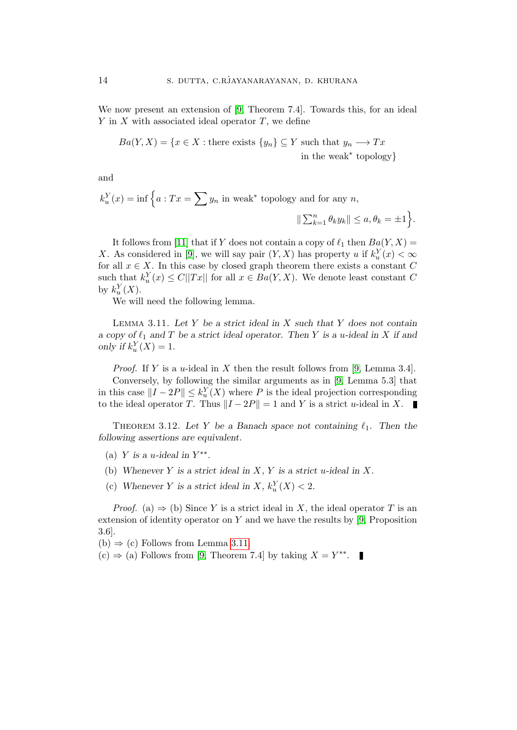We now present an extension of [9, Theorem 7.4]. Towards this, for an ideal $Y$ in $X$ with associated ideal operator $T$, we define

$$Ba(Y,X) = \{x \in X : \text{there exists } \{y_n\} \subseteq Y \text{ such that } y_n \longrightarrow Tx \text{ in the weak}^* \text{ topology}\}$$

and

$$k_u^Y(x) = \inf\Big\{a : Tx = \sum y_n \text{ in weak}^* \text{ topology and for any } n, \ \|\textstyle\sum_{k=1}^n \theta_k y_k\| \leq a, \theta_k = \pm 1\Big\}.$$

It follows from [11] that if $Y$ does not contain a copy of $\ell_1$ then $Ba(Y,X) = X$. As considered in [9], we will say pair $(Y,X)$ has property $u$ if $k_u^Y(x) < \infty$ for all $x \in X$. In this case by closed graph theorem there exists a constant $C$ such that $k_u^Y(x) \leq C\|Tx\|$ for all $x \in Ba(Y,X)$. We denote least constant $C$ by $k_u^Y(X)$.

We will need the following lemma.

Lemma 3.11. *Let $Y$ be a strict ideal in $X$ such that $Y$ does not contain a copy of $\ell_1$ and $T$ be a strict ideal operator. Then $Y$ is a $u$-ideal in $X$ if and only if $k_u^Y(X) = 1$.*

*Proof.* If $Y$ is a $u$-ideal in $X$ then the result follows from [9, Lemma 3.4].

Conversely, by following the similar arguments as in [9, Lemma 5.3] that in this case $\|I - 2P\| \leq k_u^Y(X)$ where $P$ is the ideal projection corresponding to the ideal operator $T$. Thus $\|I - 2P\| = 1$ and $Y$ is a strict $u$-ideal in $X$. ∎

Theorem 3.12. *Let $Y$ be a Banach space not containing $\ell_1$. Then the following assertions are equivalent.*

- (a) *$Y$ is a $u$-ideal in $Y^{**}$.*
- (b) *Whenever $Y$ is a strict ideal in $X$, $Y$ is a strict $u$-ideal in $X$.*
- (c) *Whenever $Y$ is a strict ideal in $X$, $k_u^Y(X) < 2$.*

*Proof.* (a) $\Rightarrow$ (b) Since $Y$ is a strict ideal in $X$, the ideal operator $T$ is an extension of identity operator on $Y$ and we have the results by [9, Proposition 3.6].

(b) $\Rightarrow$ (c) Follows from Lemma 3.11.

(c) $\Rightarrow$ (a) Follows from [9, Theorem 7.4] by taking $X = Y^{**}$. ∎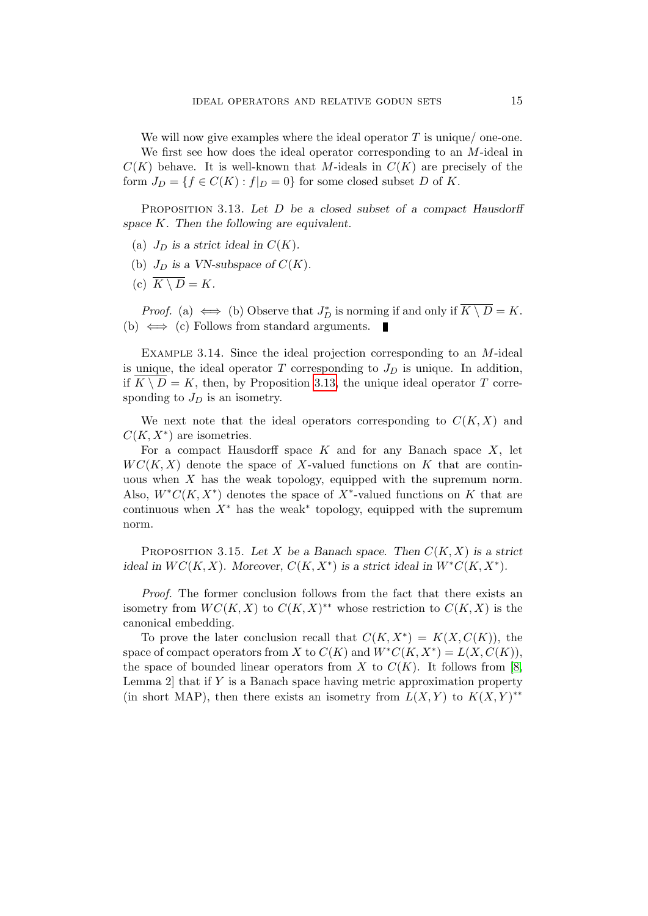We will now give examples where the ideal operator $T$ is unique/ one-one.

We first see how does the ideal operator corresponding to an $M$-ideal in $C(K)$ behave. It is well-known that $M$-ideals in $C(K)$ are precisely of the form $J_D = \{f \in C(K) : f|_D = 0\}$ for some closed subset $D$ of $K$.

Proposition 3.13. *Let $D$ be a closed subset of a compact Hausdorff space $K$. Then the following are equivalent.*

(a) *$J_D$ is a strict ideal in $C(K)$.*

(b) *$J_D$ is a VN-subspace of $C(K)$.*

(c) *$\overline{K \setminus D} = K$.*

*Proof.* (a) $\iff$ (b) Observe that $J_D^*$ is norming if and only if $\overline{K \setminus D} = K$.
(b) $\iff$ (c) Follows from standard arguments. ∎

Example 3.14. Since the ideal projection corresponding to an $M$-ideal is unique, the ideal operator $T$ corresponding to $J_D$ is unique. In addition, if $\overline{K \setminus D} = K$, then, by Proposition 3.13, the unique ideal operator $T$ corresponding to $J_D$ is an isometry.

We next note that the ideal operators corresponding to $C(K, X)$ and $C(K, X^*)$ are isometries.

For a compact Hausdorff space $K$ and for any Banach space $X$, let $WC(K, X)$ denote the space of $X$-valued functions on $K$ that are continuous when $X$ has the weak topology, equipped with the supremum norm. Also, $W^*C(K, X^*)$ denotes the space of $X^*$-valued functions on $K$ that are continuous when $X^*$ has the weak$^*$ topology, equipped with the supremum norm.

Proposition 3.15. *Let $X$ be a Banach space. Then $C(K, X)$ is a strict ideal in $WC(K, X)$. Moreover, $C(K, X^*)$ is a strict ideal in $W^*C(K, X^*)$.*

*Proof.* The former conclusion follows from the fact that there exists an isometry from $WC(K, X)$ to $C(K, X)^{**}$ whose restriction to $C(K, X)$ is the canonical embedding.

To prove the later conclusion recall that $C(K, X^*) = K(X, C(K))$, the space of compact operators from $X$ to $C(K)$ and $W^*C(K, X^*) = L(X, C(K))$, the space of bounded linear operators from $X$ to $C(K)$. It follows from [8, Lemma 2] that if $Y$ is a Banach space having metric approximation property (in short MAP), then there exists an isometry from $L(X, Y)$ to $K(X, Y)^{**}$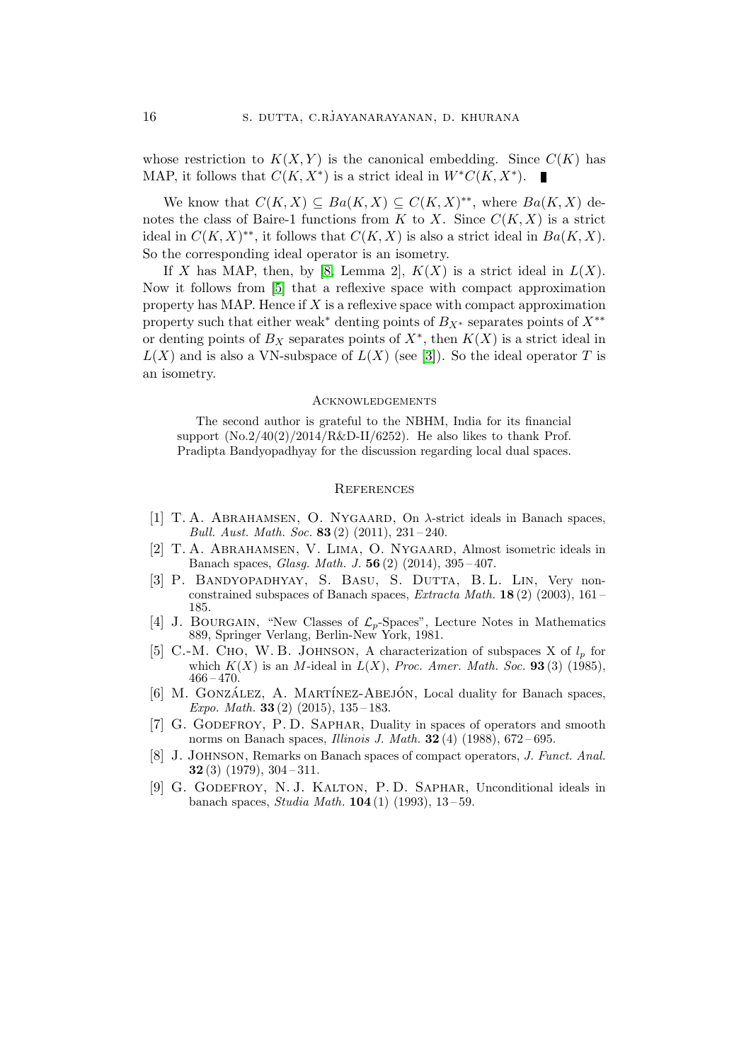whose restriction to $K(X,Y)$ is the canonical embedding. Since $C(K)$ has MAP, it follows that $C(K,X^*)$ is a strict ideal in $W^*C(K,X^*)$. ∎

We know that $C(K,X) \subseteq Ba(K,X) \subseteq C(K,X)^{**}$, where $Ba(K,X)$ denotes the class of Baire-1 functions from $K$ to $X$. Since $C(K,X)$ is a strict ideal in $C(K,X)^{**}$, it follows that $C(K,X)$ is also a strict ideal in $Ba(K,X)$. So the corresponding ideal operator is an isometry.

If $X$ has MAP, then, by [8, Lemma 2], $K(X)$ is a strict ideal in $L(X)$. Now it follows from [5] that a reflexive space with compact approximation property has MAP. Hence if $X$ is a reflexive space with compact approximation property such that either weak* denting points of $B_{X^*}$ separates points of $X^{**}$ or denting points of $B_X$ separates points of $X^*$, then $K(X)$ is a strict ideal in $L(X)$ and is also a VN-subspace of $L(X)$ (see [3]). So the ideal operator $T$ is an isometry.

## Acknowledgements

The second author is grateful to the NBHM, India for its financial support (No.2/40(2)/2014/R&D-II/6252). He also likes to thank Prof. Pradipta Bandyopadhyay for the discussion regarding local dual spaces.

## References

[1] T. A. Abrahamsen, O. Nygaard, On $\lambda$-strict ideals in Banach spaces, *Bull. Aust. Math. Soc.* **83** (2) (2011), 231 – 240.

[2] T. A. Abrahamsen, V. Lima, O. Nygaard, Almost isometric ideals in Banach spaces, *Glasg. Math. J.* **56** (2) (2014), 395 – 407.

[3] P. Bandyopadhyay, S. Basu, S. Dutta, B. L. Lin, Very non-constrained subspaces of Banach spaces, *Extracta Math.* **18** (2) (2003), 161 – 185.

[4] J. Bourgain, "New Classes of $\mathcal{L}_p$-Spaces", Lecture Notes in Mathematics 889, Springer Verlang, Berlin-New York, 1981.

[5] C.-M. Cho, W. B. Johnson, A characterization of subspaces X of $l_p$ for which $K(X)$ is an $M$-ideal in $L(X)$, *Proc. Amer. Math. Soc.* **93** (3) (1985), 466 – 470.

[6] M. González, A. Martínez-Abejón, Local duality for Banach spaces, *Expo. Math.* **33** (2) (2015), 135 – 183.

[7] G. Godefroy, P. D. Saphar, Duality in spaces of operators and smooth norms on Banach spaces, *Illinois J. Math.* **32** (4) (1988), 672 – 695.

[8] J. Johnson, Remarks on Banach spaces of compact operators, *J. Funct. Anal.* **32** (3) (1979), 304 – 311.

[9] G. Godefroy, N. J. Kalton, P. D. Saphar, Unconditional ideals in banach spaces, *Studia Math.* **104** (1) (1993), 13 – 59.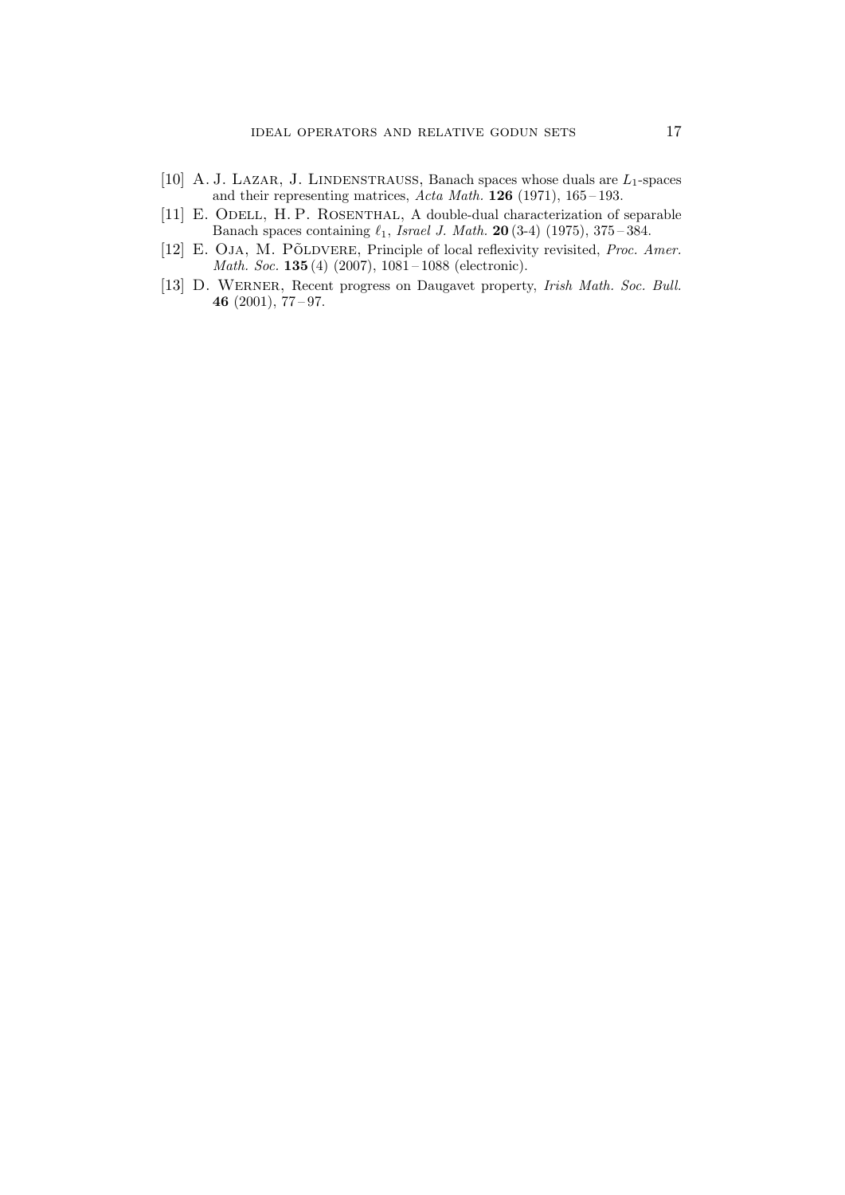[10] A. J. Lazar, J. Lindenstrauss, Banach spaces whose duals are $L_1$-spaces and their representing matrices, *Acta Math.* **126** (1971), 165 – 193.

[11] E. Odell, H. P. Rosenthal, A double-dual characterization of separable Banach spaces containing $\ell_1$, *Israel J. Math.* **20** (3-4) (1975), 375 – 384.

[12] E. Oja, M. Põldvere, Principle of local reflexivity revisited, *Proc. Amer. Math. Soc.* **135** (4) (2007), 1081 – 1088 (electronic).

[13] D. Werner, Recent progress on Daugavet property, *Irish Math. Soc. Bull.* **46** (2001), 77 – 97.